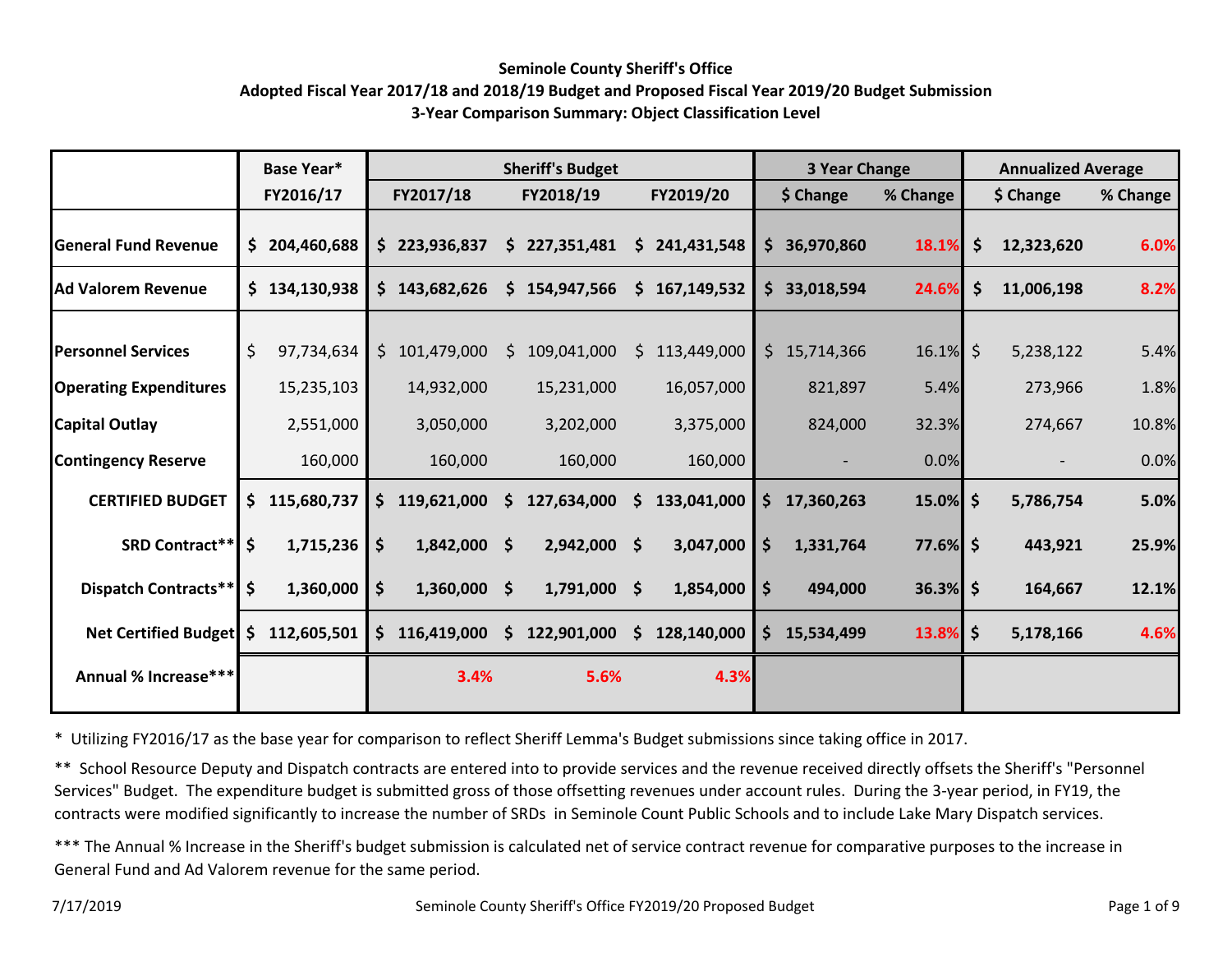**Seminole County Sheriff's Office**
**Adopted Fiscal Year 2017/18 and 2018/19 Budget and Proposed Fiscal Year 2019/20 Budget Submission**
**3-Year Comparison Summary: Object Classification Level**

| | Base Year* | Sheriff's Budget | | | 3 Year Change | | Annualized Average | |
|---|---|---|---|---|---|---|---|---|
| | FY2016/17 | FY2017/18 | FY2018/19 | FY2019/20 | $ Change | % Change | $ Change | % Change |
| **General Fund Revenue** | **$ 204,460,688** | **$ 223,936,837** | **$ 227,351,481** | **$ 241,431,548** | **$ 36,970,860** | **18.1%** | **$ 12,323,620** | **6.0%** |
| **Ad Valorem Revenue** | **$ 134,130,938** | **$ 143,682,626** | **$ 154,947,566** | **$ 167,149,532** | **$ 33,018,594** | **24.6%** | **$ 11,006,198** | **8.2%** |
| **Personnel Services** | $ 97,734,634 | $ 101,479,000 | $ 109,041,000 | $ 113,449,000 | $ 15,714,366 | 16.1% | $ 5,238,122 | 5.4% |
| **Operating Expenditures** | 15,235,103 | 14,932,000 | 15,231,000 | 16,057,000 | 821,897 | 5.4% | 273,966 | 1.8% |
| **Capital Outlay** | 2,551,000 | 3,050,000 | 3,202,000 | 3,375,000 | 824,000 | 32.3% | 274,667 | 10.8% |
| **Contingency Reserve** | 160,000 | 160,000 | 160,000 | 160,000 | - | 0.0% | - | 0.0% |
| **CERTIFIED BUDGET** | **$ 115,680,737** | **$ 119,621,000** | **$ 127,634,000** | **$ 133,041,000** | **$ 17,360,263** | **15.0%** | **$ 5,786,754** | **5.0%** |
| **SRD Contract**** | **$ 1,715,236** | **$ 1,842,000** | **$ 2,942,000** | **$ 3,047,000** | **$ 1,331,764** | **77.6%** | **$ 443,921** | **25.9%** |
| **Dispatch Contracts**** | **$ 1,360,000** | **$ 1,360,000** | **$ 1,791,000** | **$ 1,854,000** | **$ 494,000** | **36.3%** | **$ 164,667** | **12.1%** |
| **Net Certified Budget** | **$ 112,605,501** | **$ 116,419,000** | **$ 122,901,000** | **$ 128,140,000** | **$ 15,534,499** | **13.8%** | **$ 5,178,166** | **4.6%** |
| **Annual % Increase***** | | **3.4%** | **5.6%** | **4.3%** | | | | |

\* Utilizing FY2016/17 as the base year for comparison to reflect Sheriff Lemma's Budget submissions since taking office in 2017.

** School Resource Deputy and Dispatch contracts are entered into to provide services and the revenue received directly offsets the Sheriff's "Personnel Services" Budget. The expenditure budget is submitted gross of those offsetting revenues under account rules. During the 3-year period, in FY19, the contracts were modified significantly to increase the number of SRDs in Seminole Count Public Schools and to include Lake Mary Dispatch services.

*** The Annual % Increase in the Sheriff's budget submission is calculated net of service contract revenue for comparative purposes to the increase in General Fund and Ad Valorem revenue for the same period.

7/17/2019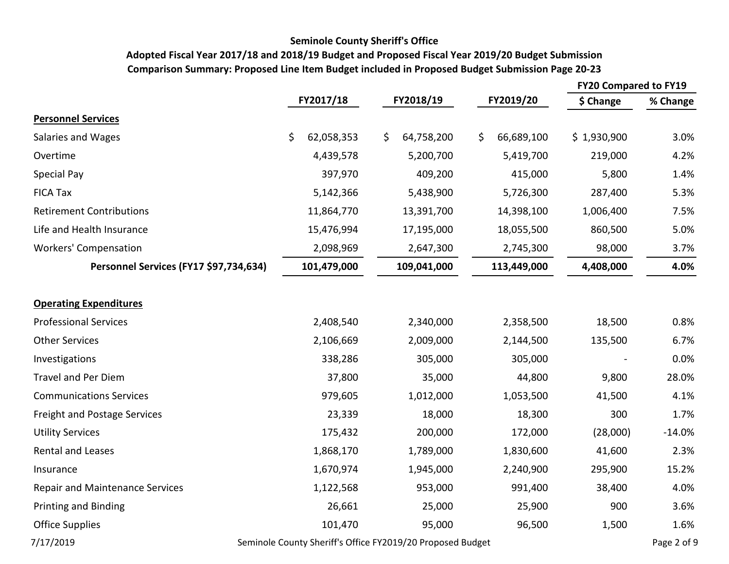**Seminole County Sheriff's Office**

**Adopted Fiscal Year 2017/18 and 2018/19 Budget and Proposed Fiscal Year 2019/20 Budget Submission**

**Comparison Summary: Proposed Line Item Budget included in Proposed Budget Submission Page 20-23**

| | FY2017/18 | FY2018/19 | FY2019/20 | FY20 Compared to FY19 | |
|---|---|---|---|---|---|
| | | | | **$ Change** | **% Change** |
| **Personnel Services** | | | | | |
| Salaries and Wages | $ 62,058,353 | $ 64,758,200 | $ 66,689,100 | $ 1,930,900 | 3.0% |
| Overtime | 4,439,578 | 5,200,700 | 5,419,700 | 219,000 | 4.2% |
| Special Pay | 397,970 | 409,200 | 415,000 | 5,800 | 1.4% |
| FICA Tax | 5,142,366 | 5,438,900 | 5,726,300 | 287,400 | 5.3% |
| Retirement Contributions | 11,864,770 | 13,391,700 | 14,398,100 | 1,006,400 | 7.5% |
| Life and Health Insurance | 15,476,994 | 17,195,000 | 18,055,500 | 860,500 | 5.0% |
| Workers' Compensation | 2,098,969 | 2,647,300 | 2,745,300 | 98,000 | 3.7% |
| **Personnel Services (FY17 $97,734,634)** | **101,479,000** | **109,041,000** | **113,449,000** | **4,408,000** | **4.0%** |
| | | | | | |
| **Operating Expenditures** | | | | | |
| Professional Services | 2,408,540 | 2,340,000 | 2,358,500 | 18,500 | 0.8% |
| Other Services | 2,106,669 | 2,009,000 | 2,144,500 | 135,500 | 6.7% |
| Investigations | 338,286 | 305,000 | 305,000 | - | 0.0% |
| Travel and Per Diem | 37,800 | 35,000 | 44,800 | 9,800 | 28.0% |
| Communications Services | 979,605 | 1,012,000 | 1,053,500 | 41,500 | 4.1% |
| Freight and Postage Services | 23,339 | 18,000 | 18,300 | 300 | 1.7% |
| Utility Services | 175,432 | 200,000 | 172,000 | (28,000) | -14.0% |
| Rental and Leases | 1,868,170 | 1,789,000 | 1,830,600 | 41,600 | 2.3% |
| Insurance | 1,670,974 | 1,945,000 | 2,240,900 | 295,900 | 15.2% |
| Repair and Maintenance Services | 1,122,568 | 953,000 | 991,400 | 38,400 | 4.0% |
| Printing and Binding | 26,661 | 25,000 | 25,900 | 900 | 3.6% |
| Office Supplies | 101,470 | 95,000 | 96,500 | 1,500 | 1.6% |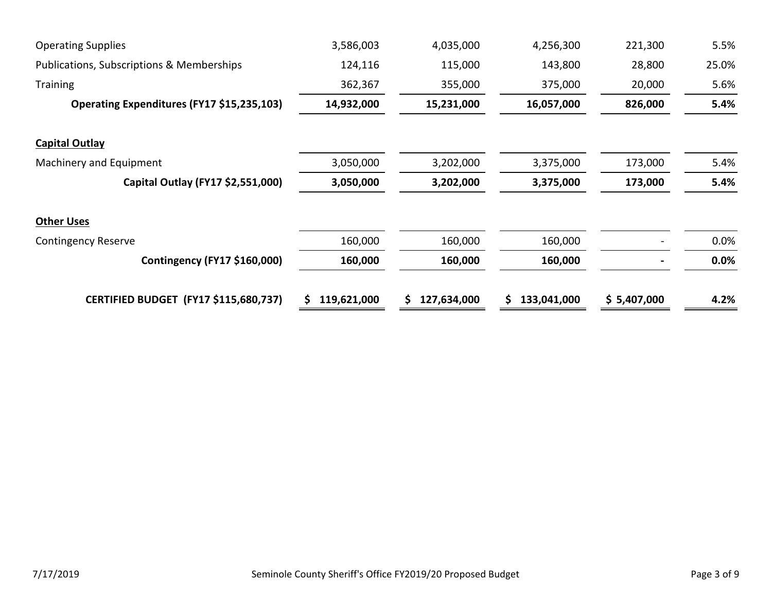| | | | | | |
|---|---|---|---|---|---|
| Operating Supplies | 3,586,003 | 4,035,000 | 4,256,300 | 221,300 | 5.5% |
| Publications, Subscriptions & Memberships | 124,116 | 115,000 | 143,800 | 28,800 | 25.0% |
| Training | 362,367 | 355,000 | 375,000 | 20,000 | 5.6% |
| **Operating Expenditures (FY17 $15,235,103)** | **14,932,000** | **15,231,000** | **16,057,000** | **826,000** | **5.4%** |
| | | | | | |
| **Capital Outlay** | | | | | |
| Machinery and Equipment | 3,050,000 | 3,202,000 | 3,375,000 | 173,000 | 5.4% |
| **Capital Outlay (FY17 $2,551,000)** | **3,050,000** | **3,202,000** | **3,375,000** | **173,000** | **5.4%** |
| | | | | | |
| **Other Uses** | | | | | |
| Contingency Reserve | 160,000 | 160,000 | 160,000 | - | 0.0% |
| **Contingency (FY17 $160,000)** | **160,000** | **160,000** | **160,000** | **-** | **0.0%** |
| | | | | | |
| **CERTIFIED BUDGET (FY17 $115,680,737)** | **$ 119,621,000** | **$ 127,634,000** | **$ 133,041,000** | **$ 5,407,000** | **4.2%** |

7/17/2019 Seminole County Sheriff's Office FY2019/20 Proposed Budget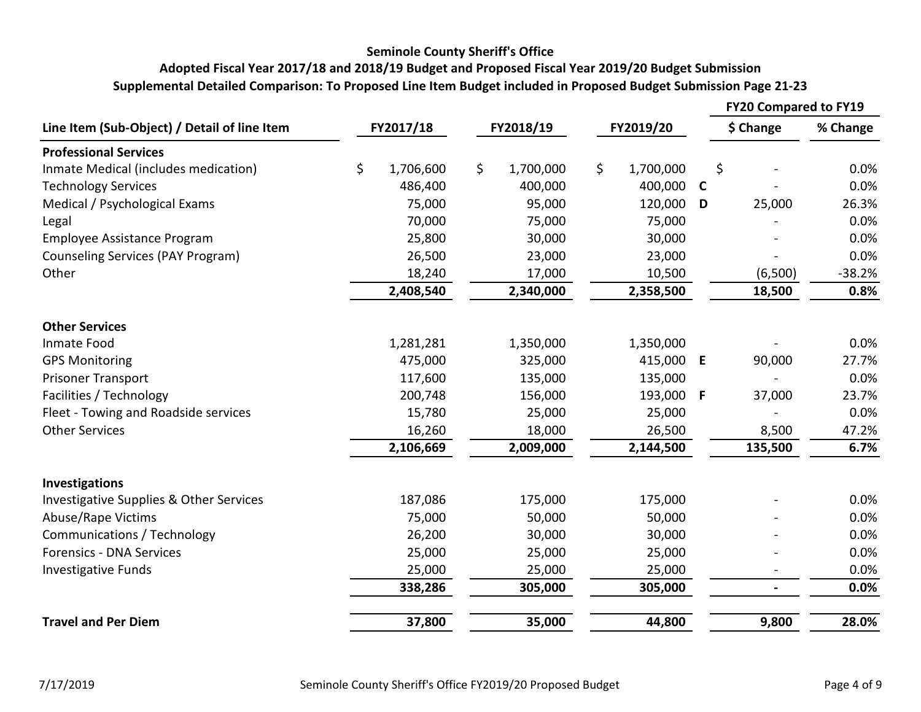# Seminole County Sheriff's Office

## Adopted Fiscal Year 2017/18 and 2018/19 Budget and Proposed Fiscal Year 2019/20 Budget Submission

### Supplemental Detailed Comparison: To Proposed Line Item Budget included in Proposed Budget Submission Page 21-23

| Line Item (Sub-Object) / Detail of line Item | FY2017/18 | FY2018/19 | FY2019/20 | | FY20 Compared to FY19 $ Change | FY20 Compared to FY19 % Change |
|---|---|---|---|---|---|---|
| **Professional Services** | | | | | | |
| Inmate Medical (includes medication) | $ 1,706,600 | $ 1,700,000 | $ 1,700,000 | | $ - | 0.0% |
| Technology Services | 486,400 | 400,000 | 400,000 | C | - | 0.0% |
| Medical / Psychological Exams | 75,000 | 95,000 | 120,000 | D | 25,000 | 26.3% |
| Legal | 70,000 | 75,000 | 75,000 | | - | 0.0% |
| Employee Assistance Program | 25,800 | 30,000 | 30,000 | | - | 0.0% |
| Counseling Services (PAY Program) | 26,500 | 23,000 | 23,000 | | - | 0.0% |
| Other | 18,240 | 17,000 | 10,500 | | (6,500) | -38.2% |
| | **2,408,540** | **2,340,000** | **2,358,500** | | **18,500** | **0.8%** |
| **Other Services** | | | | | | |
| Inmate Food | 1,281,281 | 1,350,000 | 1,350,000 | | - | 0.0% |
| GPS Monitoring | 475,000 | 325,000 | 415,000 | E | 90,000 | 27.7% |
| Prisoner Transport | 117,600 | 135,000 | 135,000 | | - | 0.0% |
| Facilities / Technology | 200,748 | 156,000 | 193,000 | F | 37,000 | 23.7% |
| Fleet - Towing and Roadside services | 15,780 | 25,000 | 25,000 | | - | 0.0% |
| Other Services | 16,260 | 18,000 | 26,500 | | 8,500 | 47.2% |
| | **2,106,669** | **2,009,000** | **2,144,500** | | **135,500** | **6.7%** |
| **Investigations** | | | | | | |
| Investigative Supplies & Other Services | 187,086 | 175,000 | 175,000 | | - | 0.0% |
| Abuse/Rape Victims | 75,000 | 50,000 | 50,000 | | - | 0.0% |
| Communications / Technology | 26,200 | 30,000 | 30,000 | | - | 0.0% |
| Forensics - DNA Services | 25,000 | 25,000 | 25,000 | | - | 0.0% |
| Investigative Funds | 25,000 | 25,000 | 25,000 | | - | 0.0% |
| | **338,286** | **305,000** | **305,000** | | **-** | **0.0%** |
| **Travel and Per Diem** | **37,800** | **35,000** | **44,800** | | **9,800** | **28.0%** |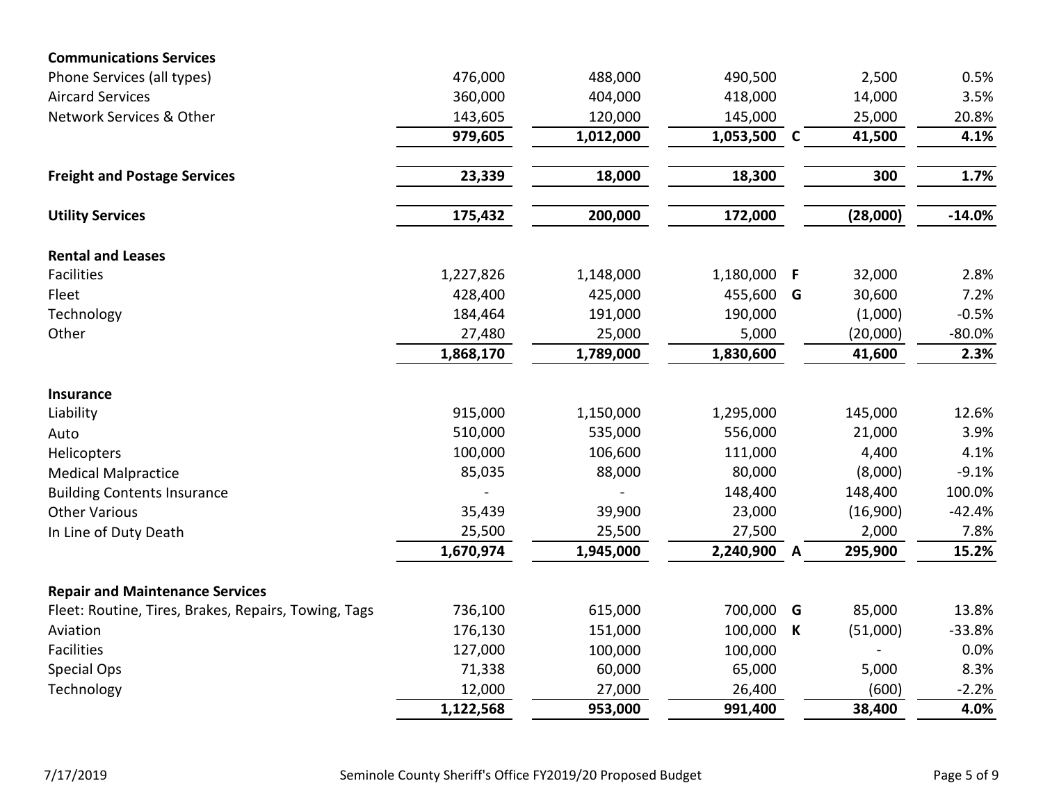| | | | | | | |
|---|---|---|---|---|---|---|
| **Communications Services** | | | | | | |
| Phone Services (all types) | 476,000 | 488,000 | 490,500 | | 2,500 | 0.5% |
| Aircard Services | 360,000 | 404,000 | 418,000 | | 14,000 | 3.5% |
| Network Services & Other | 143,605 | 120,000 | 145,000 | | 25,000 | 20.8% |
| | **979,605** | **1,012,000** | **1,053,500** | **C** | **41,500** | **4.1%** |
| **Freight and Postage Services** | **23,339** | **18,000** | **18,300** | | **300** | **1.7%** |
| **Utility Services** | **175,432** | **200,000** | **172,000** | | **(28,000)** | **-14.0%** |
| **Rental and Leases** | | | | | | |
| Facilities | 1,227,826 | 1,148,000 | 1,180,000 | F | 32,000 | 2.8% |
| Fleet | 428,400 | 425,000 | 455,600 | G | 30,600 | 7.2% |
| Technology | 184,464 | 191,000 | 190,000 | | (1,000) | -0.5% |
| Other | 27,480 | 25,000 | 5,000 | | (20,000) | -80.0% |
| | **1,868,170** | **1,789,000** | **1,830,600** | | **41,600** | **2.3%** |
| **Insurance** | | | | | | |
| Liability | 915,000 | 1,150,000 | 1,295,000 | | 145,000 | 12.6% |
| Auto | 510,000 | 535,000 | 556,000 | | 21,000 | 3.9% |
| Helicopters | 100,000 | 106,600 | 111,000 | | 4,400 | 4.1% |
| Medical Malpractice | 85,035 | 88,000 | 80,000 | | (8,000) | -9.1% |
| Building Contents Insurance | - | - | 148,400 | | 148,400 | 100.0% |
| Other Various | 35,439 | 39,900 | 23,000 | | (16,900) | -42.4% |
| In Line of Duty Death | 25,500 | 25,500 | 27,500 | | 2,000 | 7.8% |
| | **1,670,974** | **1,945,000** | **2,240,900** | **A** | **295,900** | **15.2%** |
| **Repair and Maintenance Services** | | | | | | |
| Fleet: Routine, Tires, Brakes, Repairs, Towing, Tags | 736,100 | 615,000 | 700,000 | G | 85,000 | 13.8% |
| Aviation | 176,130 | 151,000 | 100,000 | K | (51,000) | -33.8% |
| Facilities | 127,000 | 100,000 | 100,000 | | - | 0.0% |
| Special Ops | 71,338 | 60,000 | 65,000 | | 5,000 | 8.3% |
| Technology | 12,000 | 27,000 | 26,400 | | (600) | -2.2% |
| | **1,122,568** | **953,000** | **991,400** | | **38,400** | **4.0%** |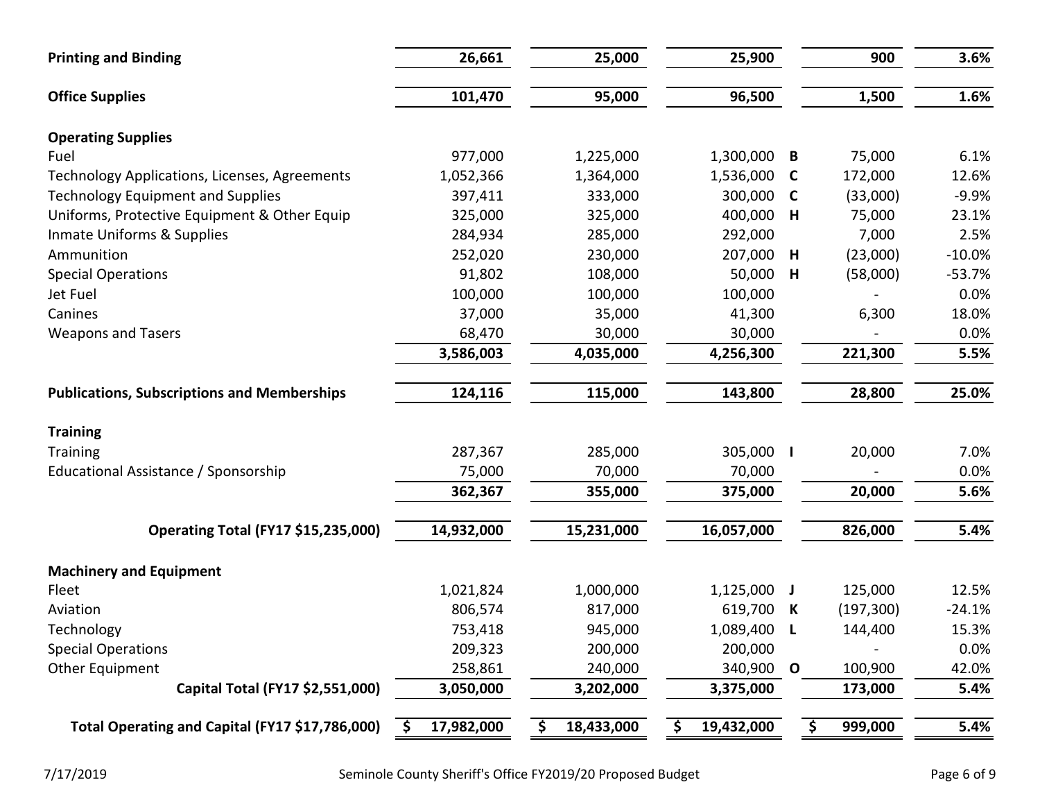| | | | | | | |
|---|---|---|---|---|---|---|
| **Printing and Binding** | **26,661** | **25,000** | **25,900** | | **900** | **3.6%** |
| **Office Supplies** | **101,470** | **95,000** | **96,500** | | **1,500** | **1.6%** |
| **Operating Supplies** | | | | | | |
| Fuel | 977,000 | 1,225,000 | 1,300,000 | **B** | 75,000 | 6.1% |
| Technology Applications, Licenses, Agreements | 1,052,366 | 1,364,000 | 1,536,000 | **C** | 172,000 | 12.6% |
| Technology Equipment and Supplies | 397,411 | 333,000 | 300,000 | **C** | (33,000) | -9.9% |
| Uniforms, Protective Equipment & Other Equip | 325,000 | 325,000 | 400,000 | **H** | 75,000 | 23.1% |
| Inmate Uniforms & Supplies | 284,934 | 285,000 | 292,000 | | 7,000 | 2.5% |
| Ammunition | 252,020 | 230,000 | 207,000 | **H** | (23,000) | -10.0% |
| Special Operations | 91,802 | 108,000 | 50,000 | **H** | (58,000) | -53.7% |
| Jet Fuel | 100,000 | 100,000 | 100,000 | | - | 0.0% |
| Canines | 37,000 | 35,000 | 41,300 | | 6,300 | 18.0% |
| Weapons and Tasers | 68,470 | 30,000 | 30,000 | | - | 0.0% |
| | **3,586,003** | **4,035,000** | **4,256,300** | | **221,300** | **5.5%** |
| **Publications, Subscriptions and Memberships** | **124,116** | **115,000** | **143,800** | | **28,800** | **25.0%** |
| **Training** | | | | | | |
| Training | 287,367 | 285,000 | 305,000 | **I** | 20,000 | 7.0% |
| Educational Assistance / Sponsorship | 75,000 | 70,000 | 70,000 | | - | 0.0% |
| | **362,367** | **355,000** | **375,000** | | **20,000** | **5.6%** |
| **Operating Total (FY17 $15,235,000)** | **14,932,000** | **15,231,000** | **16,057,000** | | **826,000** | **5.4%** |
| **Machinery and Equipment** | | | | | | |
| Fleet | 1,021,824 | 1,000,000 | 1,125,000 | **J** | 125,000 | 12.5% |
| Aviation | 806,574 | 817,000 | 619,700 | **K** | (197,300) | -24.1% |
| Technology | 753,418 | 945,000 | 1,089,400 | **L** | 144,400 | 15.3% |
| Special Operations | 209,323 | 200,000 | 200,000 | | - | 0.0% |
| Other Equipment | 258,861 | 240,000 | 340,900 | **O** | 100,900 | 42.0% |
| **Capital Total (FY17 $2,551,000)** | **3,050,000** | **3,202,000** | **3,375,000** | | **173,000** | **5.4%** |
| **Total Operating and Capital (FY17 $17,786,000)** | **$ 17,982,000** | **$ 18,433,000** | **$ 19,432,000** | | **$ 999,000** | **5.4%** |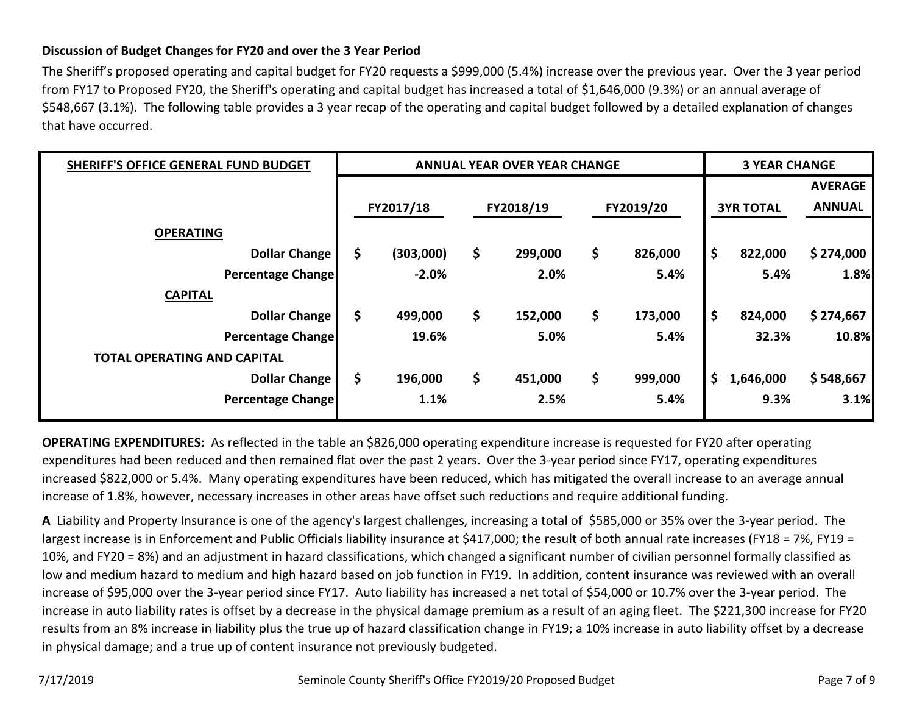**Discussion of Budget Changes for FY20 and over the 3 Year Period**

The Sheriff's proposed operating and capital budget for FY20 requests a $999,000 (5.4%) increase over the previous year. Over the 3 year period from FY17 to Proposed FY20, the Sheriff's operating and capital budget has increased a total of $1,646,000 (9.3%) or an annual average of $548,667 (3.1%). The following table provides a 3 year recap of the operating and capital budget followed by a detailed explanation of changes that have occurred.

| SHERIFF'S OFFICE GENERAL FUND BUDGET | ANNUAL YEAR OVER YEAR CHANGE | | | 3 YEAR CHANGE | |
|---|---|---|---|---|---|
| | FY2017/18 | FY2018/19 | FY2019/20 | 3YR TOTAL | AVERAGE ANNUAL |
| **OPERATING** | | | | | |
| Dollar Change | $ (303,000) | $ 299,000 | $ 826,000 | $ 822,000 | $ 274,000 |
| Percentage Change | -2.0% | 2.0% | 5.4% | 5.4% | 1.8% |
| **CAPITAL** | | | | | |
| Dollar Change | $ 499,000 | $ 152,000 | $ 173,000 | $ 824,000 | $ 274,667 |
| Percentage Change | 19.6% | 5.0% | 5.4% | 32.3% | 10.8% |
| **TOTAL OPERATING AND CAPITAL** | | | | | |
| Dollar Change | $ 196,000 | $ 451,000 | $ 999,000 | $ 1,646,000 | $ 548,667 |
| Percentage Change | 1.1% | 2.5% | 5.4% | 9.3% | 3.1% |

**OPERATING EXPENDITURES:** As reflected in the table an $826,000 operating expenditure increase is requested for FY20 after operating expenditures had been reduced and then remained flat over the past 2 years. Over the 3-year period since FY17, operating expenditures increased $822,000 or 5.4%. Many operating expenditures have been reduced, which has mitigated the overall increase to an average annual increase of 1.8%, however, necessary increases in other areas have offset such reductions and require additional funding.

**A** Liability and Property Insurance is one of the agency's largest challenges, increasing a total of $585,000 or 35% over the 3-year period. The largest increase is in Enforcement and Public Officials liability insurance at $417,000; the result of both annual rate increases (FY18 = 7%, FY19 = 10%, and FY20 = 8%) and an adjustment in hazard classifications, which changed a significant number of civilian personnel formally classified as low and medium hazard to medium and high hazard based on job function in FY19. In addition, content insurance was reviewed with an overall increase of $95,000 over the 3-year period since FY17. Auto liability has increased a net total of $54,000 or 10.7% over the 3-year period. The increase in auto liability rates is offset by a decrease in the physical damage premium as a result of an aging fleet. The $221,300 increase for FY20 results from an 8% increase in liability plus the true up of hazard classification change in FY19; a 10% increase in auto liability offset by a decrease in physical damage; and a true up of content insurance not previously budgeted.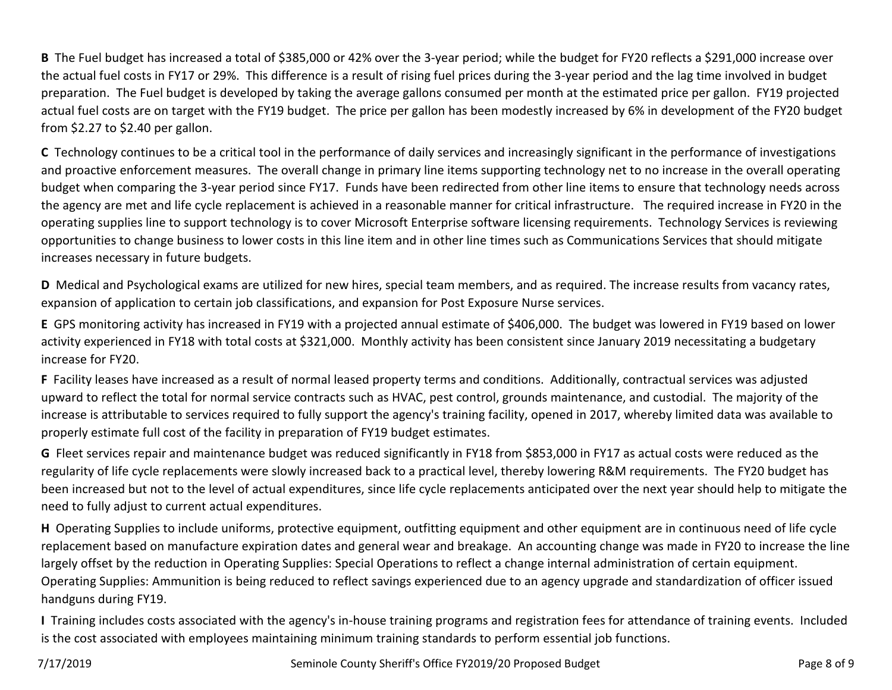**B** The Fuel budget has increased a total of $385,000 or 42% over the 3-year period; while the budget for FY20 reflects a $291,000 increase over the actual fuel costs in FY17 or 29%. This difference is a result of rising fuel prices during the 3-year period and the lag time involved in budget preparation. The Fuel budget is developed by taking the average gallons consumed per month at the estimated price per gallon. FY19 projected actual fuel costs are on target with the FY19 budget. The price per gallon has been modestly increased by 6% in development of the FY20 budget from $2.27 to $2.40 per gallon.

**C** Technology continues to be a critical tool in the performance of daily services and increasingly significant in the performance of investigations and proactive enforcement measures. The overall change in primary line items supporting technology net to no increase in the overall operating budget when comparing the 3-year period since FY17. Funds have been redirected from other line items to ensure that technology needs across the agency are met and life cycle replacement is achieved in a reasonable manner for critical infrastructure. The required increase in FY20 in the operating supplies line to support technology is to cover Microsoft Enterprise software licensing requirements. Technology Services is reviewing opportunities to change business to lower costs in this line item and in other line times such as Communications Services that should mitigate increases necessary in future budgets.

**D** Medical and Psychological exams are utilized for new hires, special team members, and as required. The increase results from vacancy rates, expansion of application to certain job classifications, and expansion for Post Exposure Nurse services.

**E** GPS monitoring activity has increased in FY19 with a projected annual estimate of $406,000. The budget was lowered in FY19 based on lower activity experienced in FY18 with total costs at $321,000. Monthly activity has been consistent since January 2019 necessitating a budgetary increase for FY20.

**F** Facility leases have increased as a result of normal leased property terms and conditions. Additionally, contractual services was adjusted upward to reflect the total for normal service contracts such as HVAC, pest control, grounds maintenance, and custodial. The majority of the increase is attributable to services required to fully support the agency's training facility, opened in 2017, whereby limited data was available to properly estimate full cost of the facility in preparation of FY19 budget estimates.

**G** Fleet services repair and maintenance budget was reduced significantly in FY18 from $853,000 in FY17 as actual costs were reduced as the regularity of life cycle replacements were slowly increased back to a practical level, thereby lowering R&M requirements. The FY20 budget has been increased but not to the level of actual expenditures, since life cycle replacements anticipated over the next year should help to mitigate the need to fully adjust to current actual expenditures.

**H** Operating Supplies to include uniforms, protective equipment, outfitting equipment and other equipment are in continuous need of life cycle replacement based on manufacture expiration dates and general wear and breakage. An accounting change was made in FY20 to increase the line largely offset by the reduction in Operating Supplies: Special Operations to reflect a change internal administration of certain equipment. Operating Supplies: Ammunition is being reduced to reflect savings experienced due to an agency upgrade and standardization of officer issued handguns during FY19.

**I** Training includes costs associated with the agency's in-house training programs and registration fees for attendance of training events. Included is the cost associated with employees maintaining minimum training standards to perform essential job functions.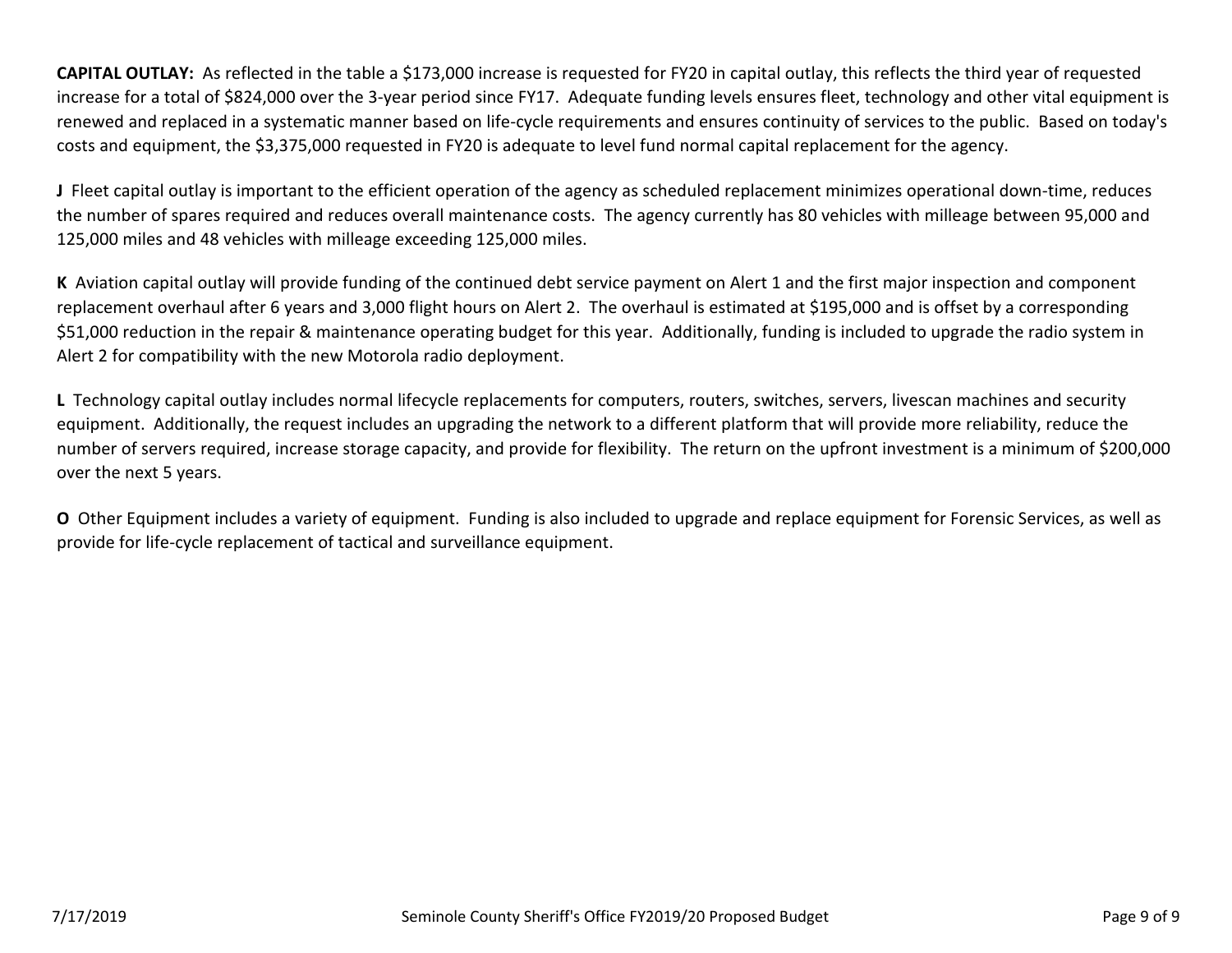**CAPITAL OUTLAY:** As reflected in the table a $173,000 increase is requested for FY20 in capital outlay, this reflects the third year of requested increase for a total of $824,000 over the 3-year period since FY17. Adequate funding levels ensures fleet, technology and other vital equipment is renewed and replaced in a systematic manner based on life-cycle requirements and ensures continuity of services to the public. Based on today's costs and equipment, the $3,375,000 requested in FY20 is adequate to level fund normal capital replacement for the agency.

**J** Fleet capital outlay is important to the efficient operation of the agency as scheduled replacement minimizes operational down-time, reduces the number of spares required and reduces overall maintenance costs. The agency currently has 80 vehicles with milleage between 95,000 and 125,000 miles and 48 vehicles with milleage exceeding 125,000 miles.

**K** Aviation capital outlay will provide funding of the continued debt service payment on Alert 1 and the first major inspection and component replacement overhaul after 6 years and 3,000 flight hours on Alert 2. The overhaul is estimated at $195,000 and is offset by a corresponding $51,000 reduction in the repair & maintenance operating budget for this year. Additionally, funding is included to upgrade the radio system in Alert 2 for compatibility with the new Motorola radio deployment.

**L** Technology capital outlay includes normal lifecycle replacements for computers, routers, switches, servers, livescan machines and security equipment. Additionally, the request includes an upgrading the network to a different platform that will provide more reliability, reduce the number of servers required, increase storage capacity, and provide for flexibility. The return on the upfront investment is a minimum of $200,000 over the next 5 years.

**O** Other Equipment includes a variety of equipment. Funding is also included to upgrade and replace equipment for Forensic Services, as well as provide for life-cycle replacement of tactical and surveillance equipment.